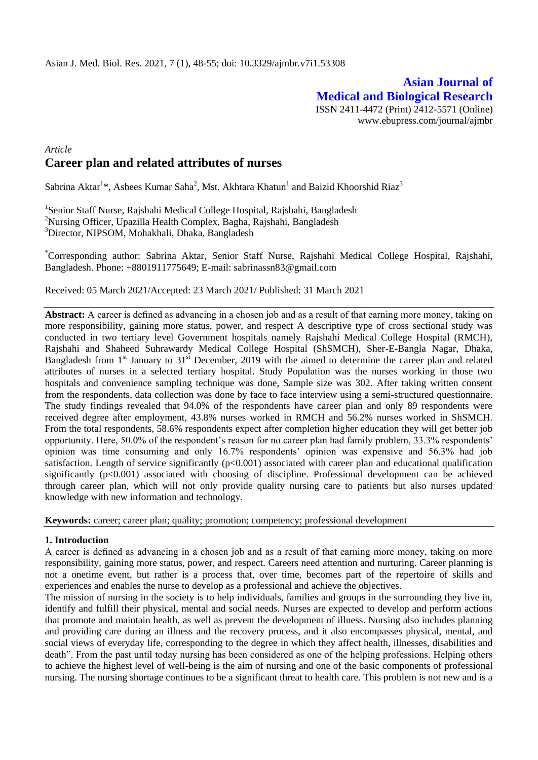# Asian Journal of Medical and Biological Research

ISSN 2411-4472 (Print) 2412-5571 (Online)
www.ebupress.com/journal/ajmbr

*Article*

## Career plan and related attributes of nurses

Sabrina Aktar[1]*, Ashees Kumar Saha[2], Mst. Akhtara Khatun[1] and Baizid Khoorshid Riaz[3]

[1]Senior Staff Nurse, Rajshahi Medical College Hospital, Rajshahi, Bangladesh
[2]Nursing Officer, Upazilla Health Complex, Bagha, Rajshahi, Bangladesh
[3]Director, NIPSOM, Mohakhali, Dhaka, Bangladesh

*Corresponding author: Sabrina Aktar, Senior Staff Nurse, Rajshahi Medical College Hospital, Rajshahi, Bangladesh. Phone: +8801911775649; E-mail: sabrinassn83@gmail.com

Received: 05 March 2021/Accepted: 23 March 2021/ Published: 31 March 2021

**Abstract:** A career is defined as advancing in a chosen job and as a result of that earning more money, taking on more responsibility, gaining more status, power, and respect A descriptive type of cross sectional study was conducted in two tertiary level Government hospitals namely Rajshahi Medical College Hospital (RMCH), Rajshahi and Shaheed Suhrawardy Medical College Hospital (ShSMCH), Sher-E-Bangla Nagar, Dhaka, Bangladesh from 1st January to 31st December, 2019 with the aimed to determine the career plan and related attributes of nurses in a selected tertiary hospital. Study Population was the nurses working in those two hospitals and convenience sampling technique was done, Sample size was 302. After taking written consent from the respondents, data collection was done by face to face interview using a semi-structured questionnaire. The study findings revealed that 94.0% of the respondents have career plan and only 89 respondents were received degree after employment, 43.8% nurses worked in RMCH and 56.2% nurses worked in ShSMCH. From the total respondents, 58.6% respondents expect after completion higher education they will get better job opportunity. Here, 50.0% of the respondent's reason for no career plan had family problem, 33.3% respondents' opinion was time consuming and only 16.7% respondents' opinion was expensive and 56.3% had job satisfaction. Length of service significantly ($p<0.001$) associated with career plan and educational qualification significantly ($p<0.001$) associated with choosing of discipline. Professional development can be achieved through career plan, which will not only provide quality nursing care to patients but also nurses updated knowledge with new information and technology.

**Keywords:** career; career plan; quality; promotion; competency; professional development

## 1. Introduction

A career is defined as advancing in a chosen job and as a result of that earning more money, taking on more responsibility, gaining more status, power, and respect. Careers need attention and nurturing. Career planning is not a onetime event, but rather is a process that, over time, becomes part of the repertoire of skills and experiences and enables the nurse to develop as a professional and achieve the objectives.

The mission of nursing in the society is to help individuals, families and groups in the surrounding they live in, identify and fulfill their physical, mental and social needs. Nurses are expected to develop and perform actions that promote and maintain health, as well as prevent the development of illness. Nursing also includes planning and providing care during an illness and the recovery process, and it also encompasses physical, mental, and social views of everyday life, corresponding to the degree in which they affect health, illnesses, disabilities and death". From the past until today nursing has been considered as one of the helping professions. Helping others to achieve the highest level of well-being is the aim of nursing and one of the basic components of professional nursing. The nursing shortage continues to be a significant threat to health care. This problem is not new and is a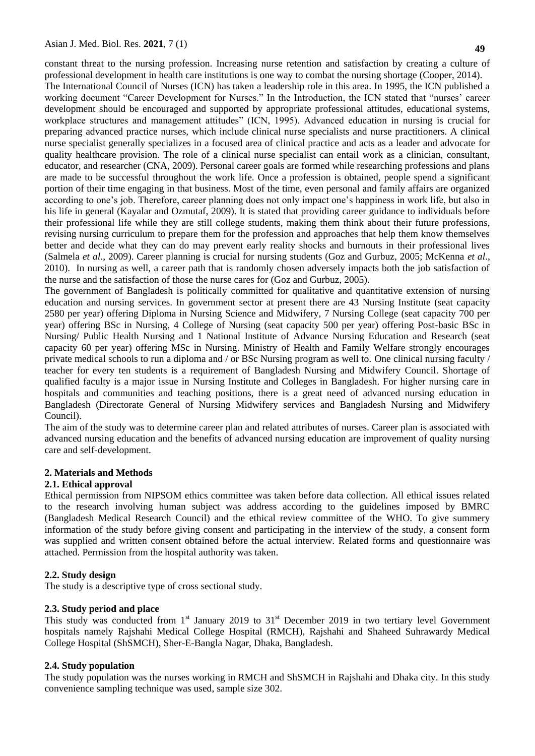constant threat to the nursing profession. Increasing nurse retention and satisfaction by creating a culture of professional development in health care institutions is one way to combat the nursing shortage (Cooper, 2014).

The International Council of Nurses (ICN) has taken a leadership role in this area. In 1995, the ICN published a working document "Career Development for Nurses." In the Introduction, the ICN stated that "nurses' career development should be encouraged and supported by appropriate professional attitudes, educational systems, workplace structures and management attitudes" (ICN, 1995). Advanced education in nursing is crucial for preparing advanced practice nurses, which include clinical nurse specialists and nurse practitioners. A clinical nurse specialist generally specializes in a focused area of clinical practice and acts as a leader and advocate for quality healthcare provision. The role of a clinical nurse specialist can entail work as a clinician, consultant, educator, and researcher (CNA, 2009). Personal career goals are formed while researching professions and plans are made to be successful throughout the work life. Once a profession is obtained, people spend a significant portion of their time engaging in that business. Most of the time, even personal and family affairs are organized according to one's job. Therefore, career planning does not only impact one's happiness in work life, but also in his life in general (Kayalar and Ozmutaf, 2009). It is stated that providing career guidance to individuals before their professional life while they are still college students, making them think about their future professions, revising nursing curriculum to prepare them for the profession and approaches that help them know themselves better and decide what they can do may prevent early reality shocks and burnouts in their professional lives (Salmela *et al.*, 2009). Career planning is crucial for nursing students (Goz and Gurbuz, 2005; McKenna *et al*., 2010). In nursing as well, a career path that is randomly chosen adversely impacts both the job satisfaction of the nurse and the satisfaction of those the nurse cares for (Goz and Gurbuz, 2005).

The government of Bangladesh is politically committed for qualitative and quantitative extension of nursing education and nursing services. In government sector at present there are 43 Nursing Institute (seat capacity 2580 per year) offering Diploma in Nursing Science and Midwifery, 7 Nursing College (seat capacity 700 per year) offering BSc in Nursing, 4 College of Nursing (seat capacity 500 per year) offering Post-basic BSc in Nursing/ Public Health Nursing and 1 National Institute of Advance Nursing Education and Research (seat capacity 60 per year) offering MSc in Nursing. Ministry of Health and Family Welfare strongly encourages private medical schools to run a diploma and / or BSc Nursing program as well to. One clinical nursing faculty / teacher for every ten students is a requirement of Bangladesh Nursing and Midwifery Council. Shortage of qualified faculty is a major issue in Nursing Institute and Colleges in Bangladesh. For higher nursing care in hospitals and communities and teaching positions, there is a great need of advanced nursing education in Bangladesh (Directorate General of Nursing Midwifery services and Bangladesh Nursing and Midwifery Council).

The aim of the study was to determine career plan and related attributes of nurses. Career plan is associated with advanced nursing education and the benefits of advanced nursing education are improvement of quality nursing care and self-development.

## 2. Materials and Methods

### 2.1. Ethical approval

Ethical permission from NIPSOM ethics committee was taken before data collection. All ethical issues related to the research involving human subject was address according to the guidelines imposed by BMRC (Bangladesh Medical Research Council) and the ethical review committee of the WHO. To give summery information of the study before giving consent and participating in the interview of the study, a consent form was supplied and written consent obtained before the actual interview. Related forms and questionnaire was attached. Permission from the hospital authority was taken.

### 2.2. Study design

The study is a descriptive type of cross sectional study.

### 2.3. Study period and place

This study was conducted from 1st January 2019 to 31st December 2019 in two tertiary level Government hospitals namely Rajshahi Medical College Hospital (RMCH), Rajshahi and Shaheed Suhrawardy Medical College Hospital (ShSMCH), Sher-E-Bangla Nagar, Dhaka, Bangladesh.

### 2.4. Study population

The study population was the nurses working in RMCH and ShSMCH in Rajshahi and Dhaka city. In this study convenience sampling technique was used, sample size 302.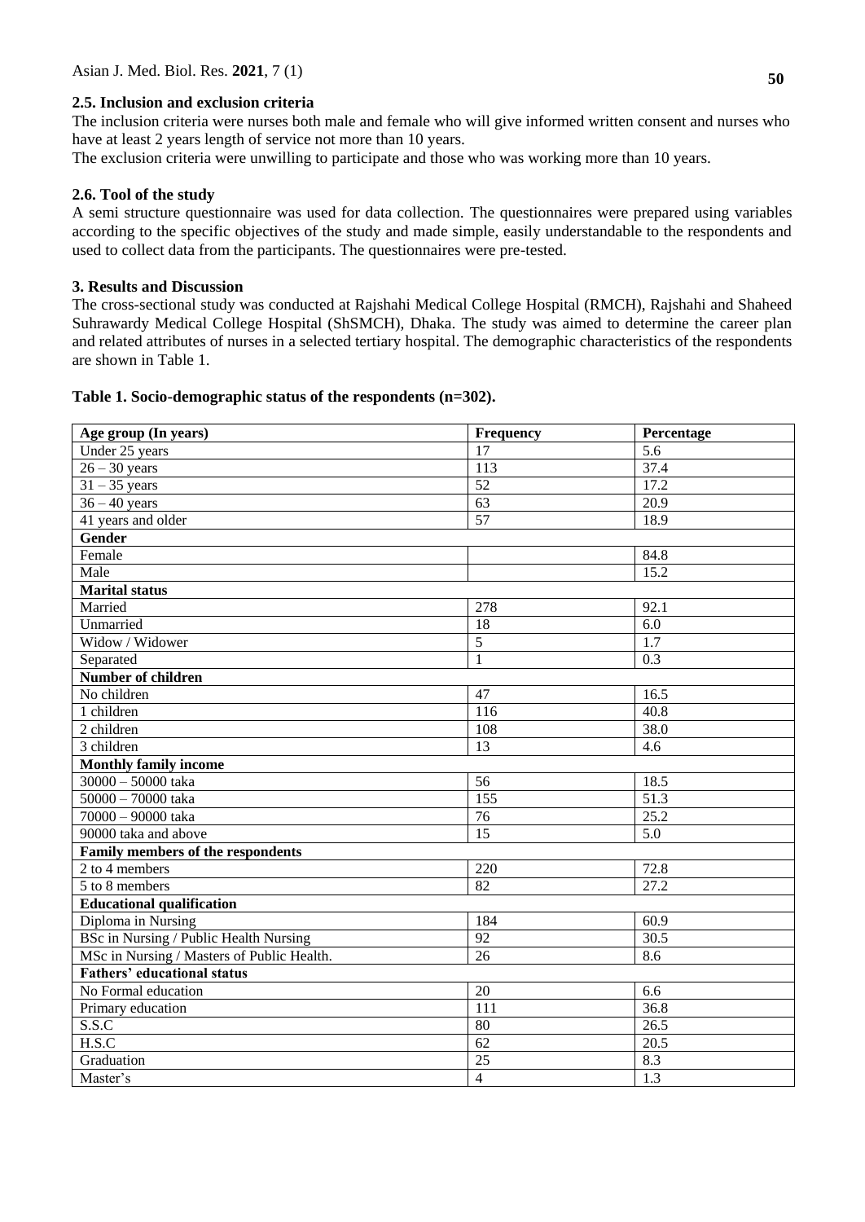### 2.5. Inclusion and exclusion criteria

The inclusion criteria were nurses both male and female who will give informed written consent and nurses who have at least 2 years length of service not more than 10 years.

The exclusion criteria were unwilling to participate and those who was working more than 10 years.

### 2.6. Tool of the study

A semi structure questionnaire was used for data collection. The questionnaires were prepared using variables according to the specific objectives of the study and made simple, easily understandable to the respondents and used to collect data from the participants. The questionnaires were pre-tested.

## 3. Results and Discussion

The cross-sectional study was conducted at Rajshahi Medical College Hospital (RMCH), Rajshahi and Shaheed Suhrawardy Medical College Hospital (ShSMCH), Dhaka. The study was aimed to determine the career plan and related attributes of nurses in a selected tertiary hospital. The demographic characteristics of the respondents are shown in Table 1.

**Table 1. Socio-demographic status of the respondents (n=302).**

| Age group (In years) | Frequency | Percentage |
|---|---|---|
| Under 25 years | 17 | 5.6 |
| 26 – 30 years | 113 | 37.4 |
| 31 – 35 years | 52 | 17.2 |
| 36 – 40 years | 63 | 20.9 |
| 41 years and older | 57 | 18.9 |
| **Gender** | | |
| Female | | 84.8 |
| Male | | 15.2 |
| **Marital status** | | |
| Married | 278 | 92.1 |
| Unmarried | 18 | 6.0 |
| Widow / Widower | 5 | 1.7 |
| Separated | 1 | 0.3 |
| **Number of children** | | |
| No children | 47 | 16.5 |
| 1 children | 116 | 40.8 |
| 2 children | 108 | 38.0 |
| 3 children | 13 | 4.6 |
| **Monthly family income** | | |
| 30000 – 50000 taka | 56 | 18.5 |
| 50000 – 70000 taka | 155 | 51.3 |
| 70000 – 90000 taka | 76 | 25.2 |
| 90000 taka and above | 15 | 5.0 |
| **Family members of the respondents** | | |
| 2 to 4 members | 220 | 72.8 |
| 5 to 8 members | 82 | 27.2 |
| **Educational qualification** | | |
| Diploma in Nursing | 184 | 60.9 |
| BSc in Nursing / Public Health Nursing | 92 | 30.5 |
| MSc in Nursing / Masters of Public Health. | 26 | 8.6 |
| **Fathers' educational status** | | |
| No Formal education | 20 | 6.6 |
| Primary education | 111 | 36.8 |
| S.S.C | 80 | 26.5 |
| H.S.C | 62 | 20.5 |
| Graduation | 25 | 8.3 |
| Master's | 4 | 1.3 |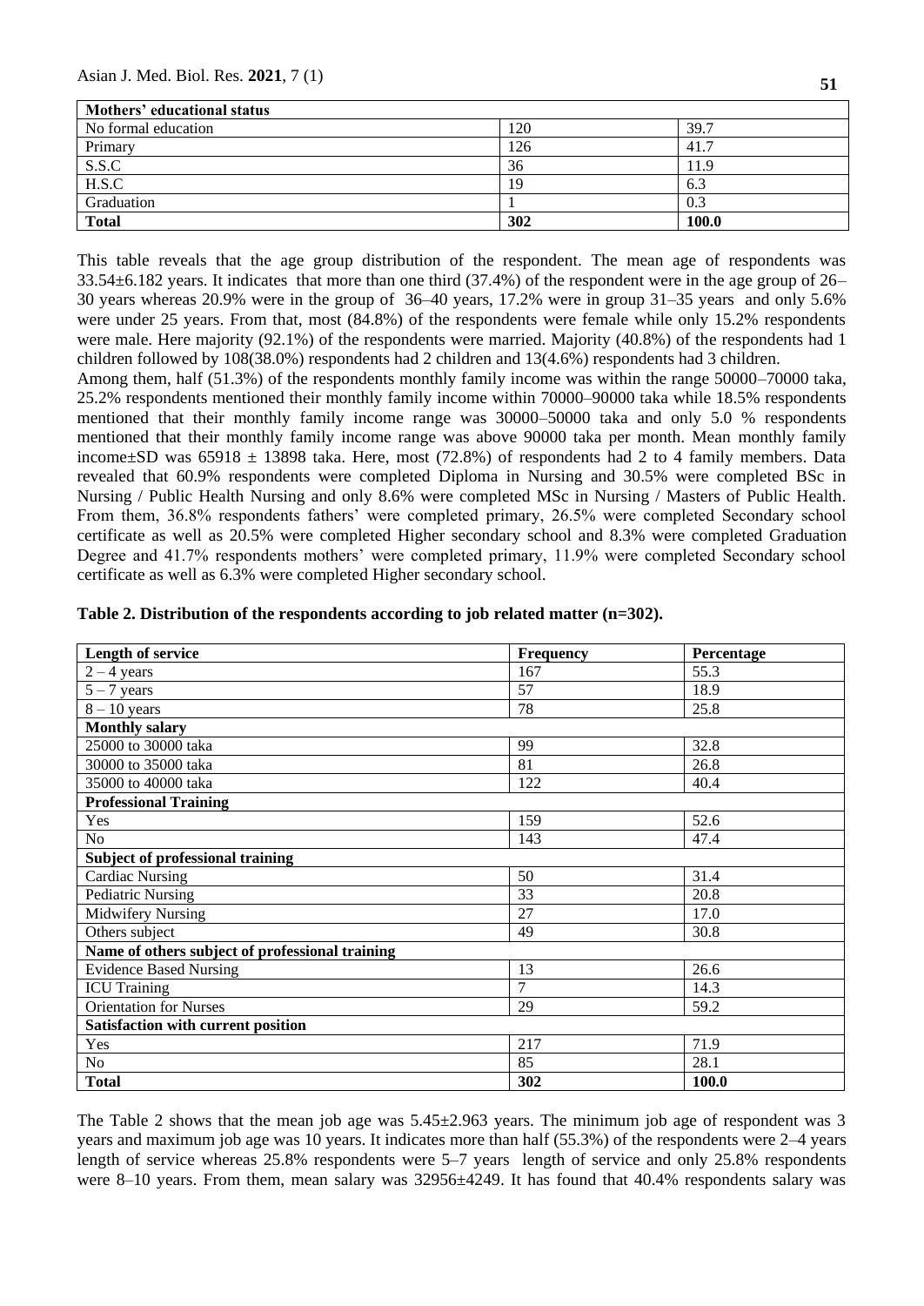| Mothers' educational status | | |
|---|---|---|
| No formal education | 120 | 39.7 |
| Primary | 126 | 41.7 |
| S.S.C | 36 | 11.9 |
| H.S.C | 19 | 6.3 |
| Graduation | 1 | 0.3 |
| **Total** | **302** | **100.0** |

This table reveals that the age group distribution of the respondent. The mean age of respondents was 33.54±6.182 years. It indicates that more than one third (37.4%) of the respondent were in the age group of 26–30 years whereas 20.9% were in the group of 36–40 years, 17.2% were in group 31–35 years and only 5.6% were under 25 years. From that, most (84.8%) of the respondents were female while only 15.2% respondents were male. Here majority (92.1%) of the respondents were married. Majority (40.8%) of the respondents had 1 children followed by 108(38.0%) respondents had 2 children and 13(4.6%) respondents had 3 children.

Among them, half (51.3%) of the respondents monthly family income was within the range 50000–70000 taka, 25.2% respondents mentioned their monthly family income within 70000–90000 taka while 18.5% respondents mentioned that their monthly family income range was 30000–50000 taka and only 5.0 % respondents mentioned that their monthly family income range was above 90000 taka per month. Mean monthly family income±SD was 65918 ± 13898 taka. Here, most (72.8%) of respondents had 2 to 4 family members. Data revealed that 60.9% respondents were completed Diploma in Nursing and 30.5% were completed BSc in Nursing / Public Health Nursing and only 8.6% were completed MSc in Nursing / Masters of Public Health. From them, 36.8% respondents fathers' were completed primary, 26.5% were completed Secondary school certificate as well as 20.5% were completed Higher secondary school and 8.3% were completed Graduation Degree and 41.7% respondents mothers' were completed primary, 11.9% were completed Secondary school certificate as well as 6.3% were completed Higher secondary school.

**Table 2. Distribution of the respondents according to job related matter (n=302).**

| Length of service | Frequency | Percentage |
|---|---|---|
| 2 – 4 years | 167 | 55.3 |
| 5 – 7 years | 57 | 18.9 |
| 8 – 10 years | 78 | 25.8 |
| **Monthly salary** | | |
| 25000 to 30000 taka | 99 | 32.8 |
| 30000 to 35000 taka | 81 | 26.8 |
| 35000 to 40000 taka | 122 | 40.4 |
| **Professional Training** | | |
| Yes | 159 | 52.6 |
| No | 143 | 47.4 |
| **Subject of professional training** | | |
| Cardiac Nursing | 50 | 31.4 |
| Pediatric Nursing | 33 | 20.8 |
| Midwifery Nursing | 27 | 17.0 |
| Others subject | 49 | 30.8 |
| **Name of others subject of professional training** | | |
| Evidence Based Nursing | 13 | 26.6 |
| ICU Training | 7 | 14.3 |
| Orientation for Nurses | 29 | 59.2 |
| **Satisfaction with current position** | | |
| Yes | 217 | 71.9 |
| No | 85 | 28.1 |
| **Total** | **302** | **100.0** |

The Table 2 shows that the mean job age was 5.45±2.963 years. The minimum job age of respondent was 3 years and maximum job age was 10 years. It indicates more than half (55.3%) of the respondents were 2–4 years length of service whereas 25.8% respondents were 5–7 years length of service and only 25.8% respondents were 8–10 years. From them, mean salary was 32956±4249. It has found that 40.4% respondents salary was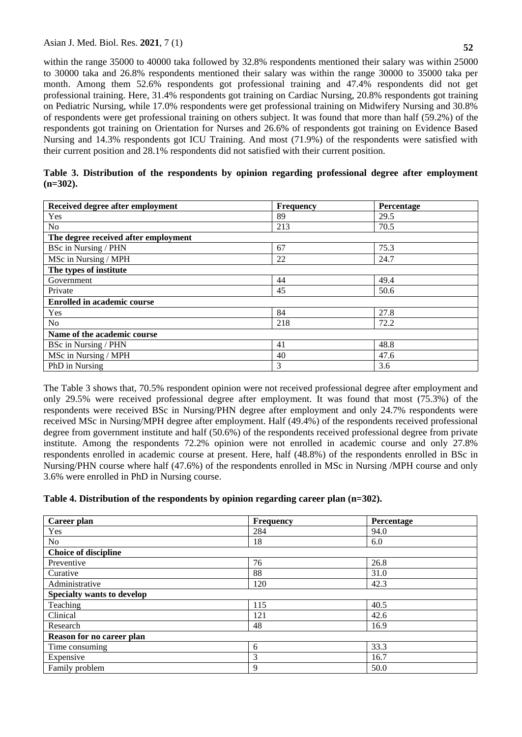within the range 35000 to 40000 taka followed by 32.8% respondents mentioned their salary was within 25000 to 30000 taka and 26.8% respondents mentioned their salary was within the range 30000 to 35000 taka per month. Among them 52.6% respondents got professional training and 47.4% respondents did not get professional training. Here, 31.4% respondents got training on Cardiac Nursing, 20.8% respondents got training on Pediatric Nursing, while 17.0% respondents were get professional training on Midwifery Nursing and 30.8% of respondents were get professional training on others subject. It was found that more than half (59.2%) of the respondents got training on Orientation for Nurses and 26.6% of respondents got training on Evidence Based Nursing and 14.3% respondents got ICU Training. And most (71.9%) of the respondents were satisfied with their current position and 28.1% respondents did not satisfied with their current position.

**Table 3. Distribution of the respondents by opinion regarding professional degree after employment (n=302).**

| **Received degree after employment** | **Frequency** | **Percentage** |
|---|---|---|
| Yes | 89 | 29.5 |
| No | 213 | 70.5 |
| **The degree received after employment** | | |
| BSc in Nursing / PHN | 67 | 75.3 |
| MSc in Nursing / MPH | 22 | 24.7 |
| **The types of institute** | | |
| Government | 44 | 49.4 |
| Private | 45 | 50.6 |
| **Enrolled in academic course** | | |
| Yes | 84 | 27.8 |
| No | 218 | 72.2 |
| **Name of the academic course** | | |
| BSc in Nursing / PHN | 41 | 48.8 |
| MSc in Nursing / MPH | 40 | 47.6 |
| PhD in Nursing | 3 | 3.6 |

The Table 3 shows that, 70.5% respondent opinion were not received professional degree after employment and only 29.5% were received professional degree after employment. It was found that most (75.3%) of the respondents were received BSc in Nursing/PHN degree after employment and only 24.7% respondents were received MSc in Nursing/MPH degree after employment. Half (49.4%) of the respondents received professional degree from government institute and half (50.6%) of the respondents received professional degree from private institute. Among the respondents 72.2% opinion were not enrolled in academic course and only 27.8% respondents enrolled in academic course at present. Here, half (48.8%) of the respondents enrolled in BSc in Nursing/PHN course where half (47.6%) of the respondents enrolled in MSc in Nursing /MPH course and only 3.6% were enrolled in PhD in Nursing course.

**Table 4. Distribution of the respondents by opinion regarding career plan (n=302).**

| **Career plan** | **Frequency** | **Percentage** |
|---|---|---|
| Yes | 284 | 94.0 |
| No | 18 | 6.0 |
| **Choice of discipline** | | |
| Preventive | 76 | 26.8 |
| Curative | 88 | 31.0 |
| Administrative | 120 | 42.3 |
| **Specialty wants to develop** | | |
| Teaching | 115 | 40.5 |
| Clinical | 121 | 42.6 |
| Research | 48 | 16.9 |
| **Reason for no career plan** | | |
| Time consuming | 6 | 33.3 |
| Expensive | 3 | 16.7 |
| Family problem | 9 | 50.0 |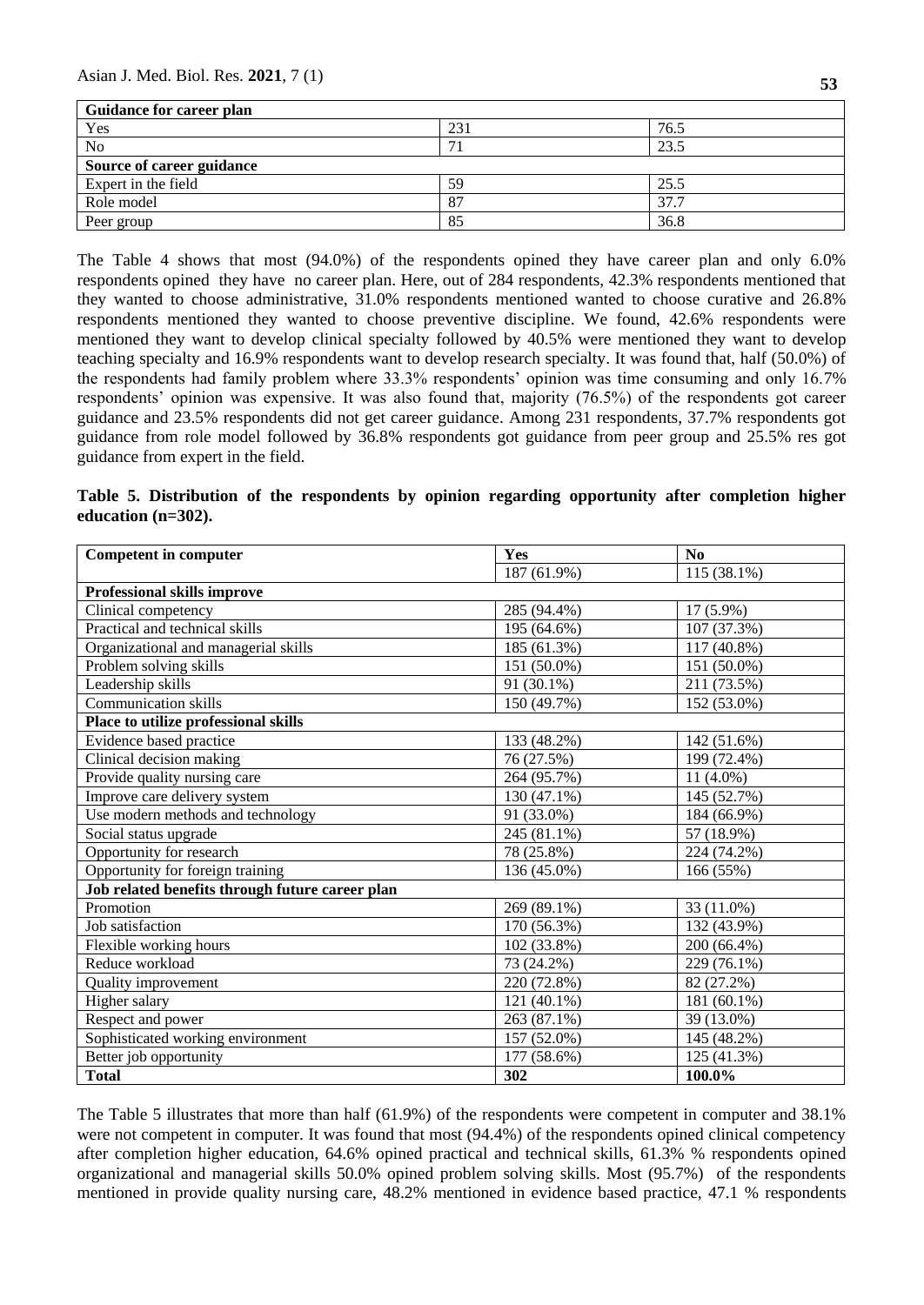| Guidance for career plan | | |
|---|---|---|
| Yes | 231 | 76.5 |
| No | 71 | 23.5 |
| **Source of career guidance** | | |
| Expert in the field | 59 | 25.5 |
| Role model | 87 | 37.7 |
| Peer group | 85 | 36.8 |

The Table 4 shows that most (94.0%) of the respondents opined they have career plan and only 6.0% respondents opined they have no career plan. Here, out of 284 respondents, 42.3% respondents mentioned that they wanted to choose administrative, 31.0% respondents mentioned wanted to choose curative and 26.8% respondents mentioned they wanted to choose preventive discipline. We found, 42.6% respondents were mentioned they want to develop clinical specialty followed by 40.5% were mentioned they want to develop teaching specialty and 16.9% respondents want to develop research specialty. It was found that, half (50.0%) of the respondents had family problem where 33.3% respondents' opinion was time consuming and only 16.7% respondents' opinion was expensive. It was also found that, majority (76.5%) of the respondents got career guidance and 23.5% respondents did not get career guidance. Among 231 respondents, 37.7% respondents got guidance from role model followed by 36.8% respondents got guidance from peer group and 25.5% res got guidance from expert in the field.

**Table 5. Distribution of the respondents by opinion regarding opportunity after completion higher education (n=302).**

| Competent in computer | Yes | No |
|---|---|---|
| | 187 (61.9%) | 115 (38.1%) |
| **Professional skills improve** | | |
| Clinical competency | 285 (94.4%) | 17 (5.9%) |
| Practical and technical skills | 195 (64.6%) | 107 (37.3%) |
| Organizational and managerial skills | 185 (61.3%) | 117 (40.8%) |
| Problem solving skills | 151 (50.0%) | 151 (50.0%) |
| Leadership skills | 91 (30.1%) | 211 (73.5%) |
| Communication skills | 150 (49.7%) | 152 (53.0%) |
| **Place to utilize professional skills** | | |
| Evidence based practice | 133 (48.2%) | 142 (51.6%) |
| Clinical decision making | 76 (27.5%) | 199 (72.4%) |
| Provide quality nursing care | 264 (95.7%) | 11 (4.0%) |
| Improve care delivery system | 130 (47.1%) | 145 (52.7%) |
| Use modern methods and technology | 91 (33.0%) | 184 (66.9%) |
| Social status upgrade | 245 (81.1%) | 57 (18.9%) |
| Opportunity for research | 78 (25.8%) | 224 (74.2%) |
| Opportunity for foreign training | 136 (45.0%) | 166 (55%) |
| **Job related benefits through future career plan** | | |
| Promotion | 269 (89.1%) | 33 (11.0%) |
| Job satisfaction | 170 (56.3%) | 132 (43.9%) |
| Flexible working hours | 102 (33.8%) | 200 (66.4%) |
| Reduce workload | 73 (24.2%) | 229 (76.1%) |
| Quality improvement | 220 (72.8%) | 82 (27.2%) |
| Higher salary | 121 (40.1%) | 181 (60.1%) |
| Respect and power | 263 (87.1%) | 39 (13.0%) |
| Sophisticated working environment | 157 (52.0%) | 145 (48.2%) |
| Better job opportunity | 177 (58.6%) | 125 (41.3%) |
| **Total** | **302** | **100.0%** |

The Table 5 illustrates that more than half (61.9%) of the respondents were competent in computer and 38.1% were not competent in computer. It was found that most (94.4%) of the respondents opined clinical competency after completion higher education, 64.6% opined practical and technical skills, 61.3% % respondents opined organizational and managerial skills 50.0% opined problem solving skills. Most (95.7%) of the respondents mentioned in provide quality nursing care, 48.2% mentioned in evidence based practice, 47.1 % respondents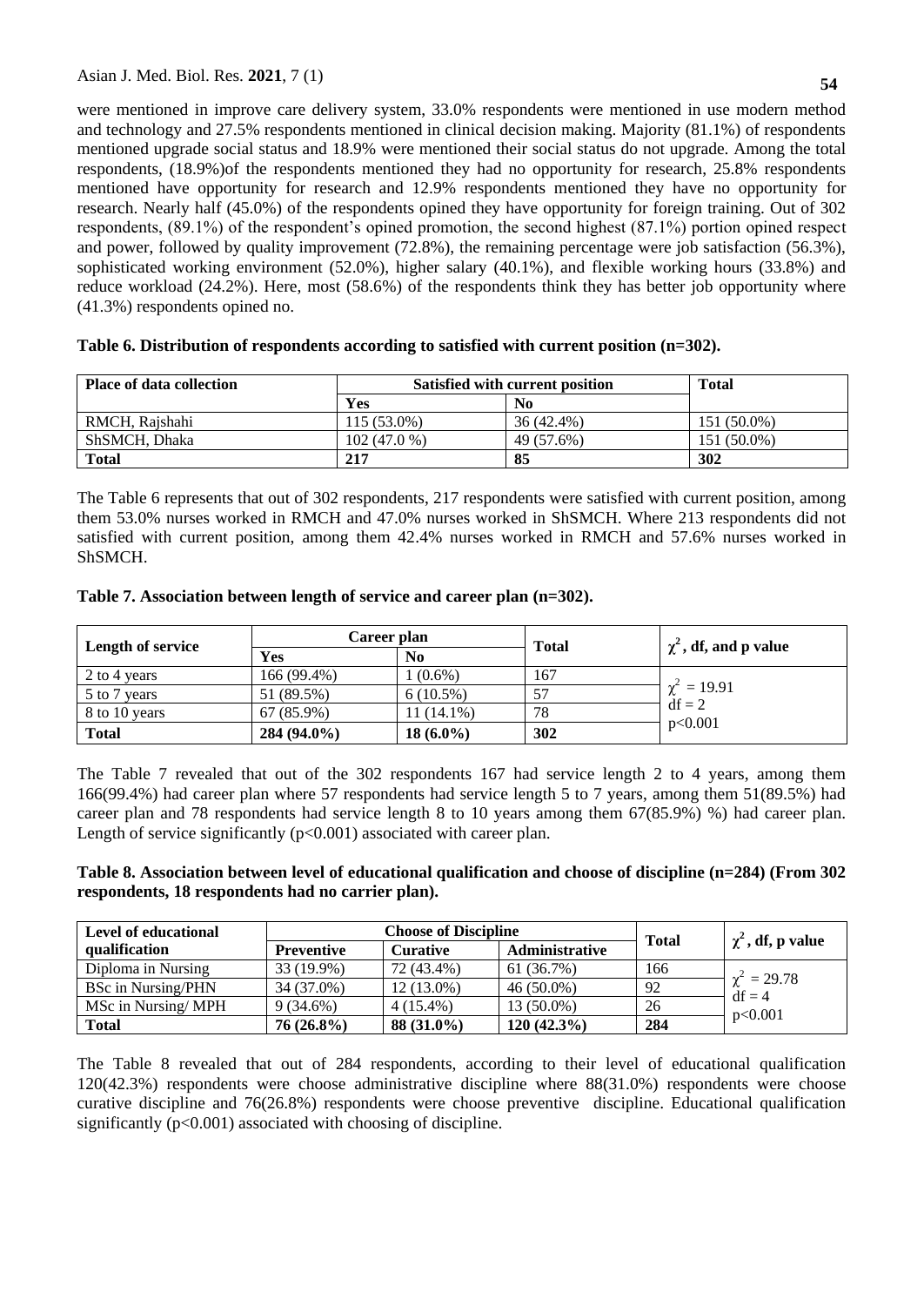were mentioned in improve care delivery system, 33.0% respondents were mentioned in use modern method and technology and 27.5% respondents mentioned in clinical decision making. Majority (81.1%) of respondents mentioned upgrade social status and 18.9% were mentioned their social status do not upgrade. Among the total respondents, (18.9%)of the respondents mentioned they had no opportunity for research, 25.8% respondents mentioned have opportunity for research and 12.9% respondents mentioned they have no opportunity for research. Nearly half (45.0%) of the respondents opined they have opportunity for foreign training. Out of 302 respondents, (89.1%) of the respondent's opined promotion, the second highest (87.1%) portion opined respect and power, followed by quality improvement (72.8%), the remaining percentage were job satisfaction (56.3%), sophisticated working environment (52.0%), higher salary (40.1%), and flexible working hours (33.8%) and reduce workload (24.2%). Here, most (58.6%) of the respondents think they has better job opportunity where (41.3%) respondents opined no.

**Table 6. Distribution of respondents according to satisfied with current position (n=302).**

| Place of data collection | Satisfied with current position | | Total |
|---|---|---|---|
| | Yes | No | |
| RMCH, Rajshahi | 115 (53.0%) | 36 (42.4%) | 151 (50.0%) |
| ShSMCH, Dhaka | 102 (47.0 %) | 49 (57.6%) | 151 (50.0%) |
| **Total** | **217** | **85** | **302** |

The Table 6 represents that out of 302 respondents, 217 respondents were satisfied with current position, among them 53.0% nurses worked in RMCH and 47.0% nurses worked in ShSMCH. Where 213 respondents did not satisfied with current position, among them 42.4% nurses worked in RMCH and 57.6% nurses worked in ShSMCH.

**Table 7. Association between length of service and career plan (n=302).**

| Length of service | Career plan | | Total | $\chi^2$, df, and p value |
|---|---|---|---|---|
| | Yes | No | | |
| 2 to 4 years | 166 (99.4%) | 1 (0.6%) | 167 | $\chi^2$ = 19.91<br>df = 2<br>p<0.001 |
| 5 to 7 years | 51 (89.5%) | 6 (10.5%) | 57 | |
| 8 to 10 years | 67 (85.9%) | 11 (14.1%) | 78 | |
| **Total** | **284 (94.0%)** | **18 (6.0%)** | **302** | |

The Table 7 revealed that out of the 302 respondents 167 had service length 2 to 4 years, among them 166(99.4%) had career plan where 57 respondents had service length 5 to 7 years, among them 51(89.5%) had career plan and 78 respondents had service length 8 to 10 years among them 67(85.9%) %) had career plan. Length of service significantly ($p<0.001$) associated with career plan.

**Table 8. Association between level of educational qualification and choose of discipline (n=284) (From 302 respondents, 18 respondents had no carrier plan).**

| Level of educational qualification | Choose of Discipline | | | Total | $\chi^2$, df, p value |
|---|---|---|---|---|---|
| | Preventive | Curative | Administrative | | |
| Diploma in Nursing | 33 (19.9%) | 72 (43.4%) | 61 (36.7%) | 166 | $\chi^2$ = 29.78<br>df = 4<br>p<0.001 |
| BSc in Nursing/PHN | 34 (37.0%) | 12 (13.0%) | 46 (50.0%) | 92 | |
| MSc in Nursing/ MPH | 9 (34.6%) | 4 (15.4%) | 13 (50.0%) | 26 | |
| **Total** | **76 (26.8%)** | **88 (31.0%)** | **120 (42.3%)** | **284** | |

The Table 8 revealed that out of 284 respondents, according to their level of educational qualification 120(42.3%) respondents were choose administrative discipline where 88(31.0%) respondents were choose curative discipline and 76(26.8%) respondents were choose preventive discipline. Educational qualification significantly ($p<0.001$) associated with choosing of discipline.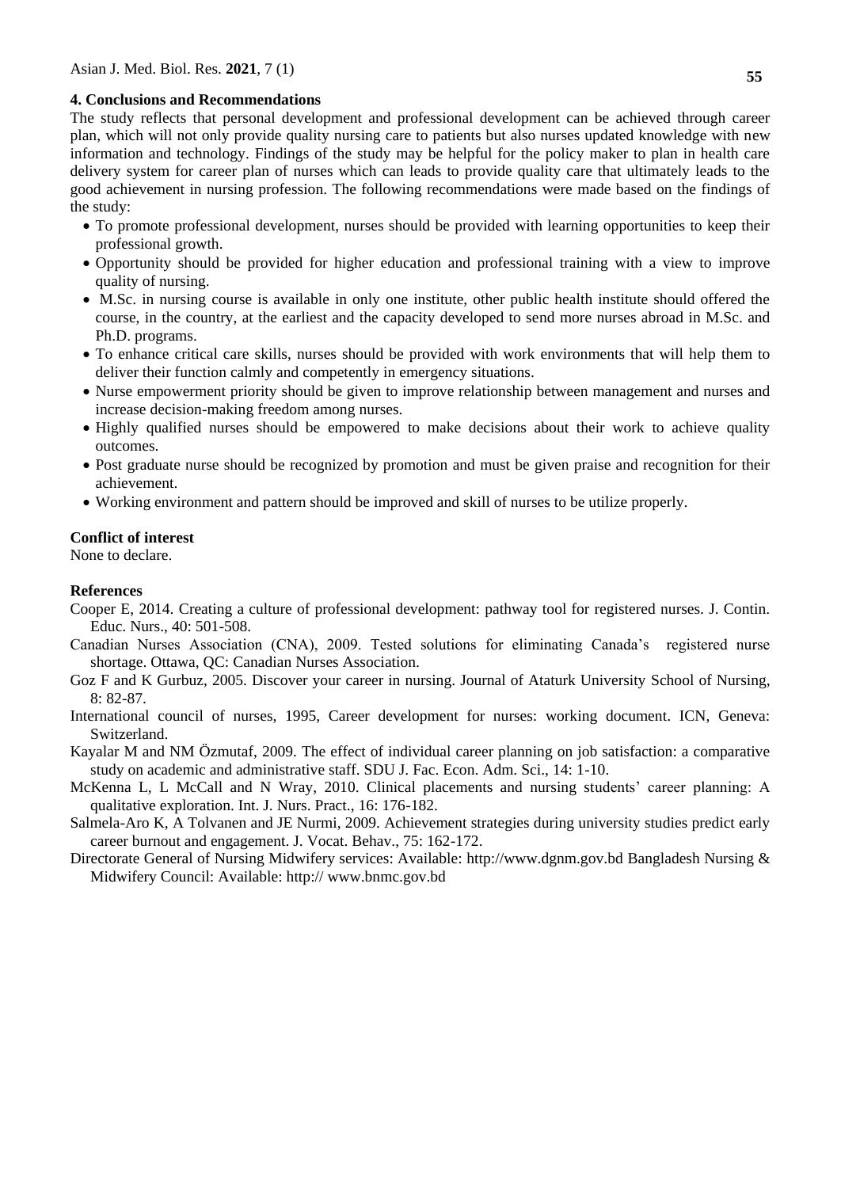## 4. Conclusions and Recommendations

The study reflects that personal development and professional development can be achieved through career plan, which will not only provide quality nursing care to patients but also nurses updated knowledge with new information and technology. Findings of the study may be helpful for the policy maker to plan in health care delivery system for career plan of nurses which can leads to provide quality care that ultimately leads to the good achievement in nursing profession. The following recommendations were made based on the findings of the study:

- To promote professional development, nurses should be provided with learning opportunities to keep their professional growth.
- Opportunity should be provided for higher education and professional training with a view to improve quality of nursing.
- M.Sc. in nursing course is available in only one institute, other public health institute should offered the course, in the country, at the earliest and the capacity developed to send more nurses abroad in M.Sc. and Ph.D. programs.
- To enhance critical care skills, nurses should be provided with work environments that will help them to deliver their function calmly and competently in emergency situations.
- Nurse empowerment priority should be given to improve relationship between management and nurses and increase decision-making freedom among nurses.
- Highly qualified nurses should be empowered to make decisions about their work to achieve quality outcomes.
- Post graduate nurse should be recognized by promotion and must be given praise and recognition for their achievement.
- Working environment and pattern should be improved and skill of nurses to be utilize properly.

## Conflict of interest

None to declare.

## References

Cooper E, 2014. Creating a culture of professional development: pathway tool for registered nurses. J. Contin. Educ. Nurs., 40: 501-508.

Canadian Nurses Association (CNA), 2009. Tested solutions for eliminating Canada's registered nurse shortage. Ottawa, QC: Canadian Nurses Association.

Goz F and K Gurbuz, 2005. Discover your career in nursing. Journal of Ataturk University School of Nursing, 8: 82-87.

International council of nurses, 1995, Career development for nurses: working document. ICN, Geneva: Switzerland.

Kayalar M and NM Özmutaf, 2009. The effect of individual career planning on job satisfaction: a comparative study on academic and administrative staff. SDU J. Fac. Econ. Adm. Sci., 14: 1-10.

McKenna L, L McCall and N Wray, 2010. Clinical placements and nursing students' career planning: A qualitative exploration. Int. J. Nurs. Pract., 16: 176-182.

Salmela-Aro K, A Tolvanen and JE Nurmi, 2009. Achievement strategies during university studies predict early career burnout and engagement. J. Vocat. Behav., 75: 162-172.

Directorate General of Nursing Midwifery services: Available: http://www.dgnm.gov.bd Bangladesh Nursing & Midwifery Council: Available: http:// www.bnmc.gov.bd